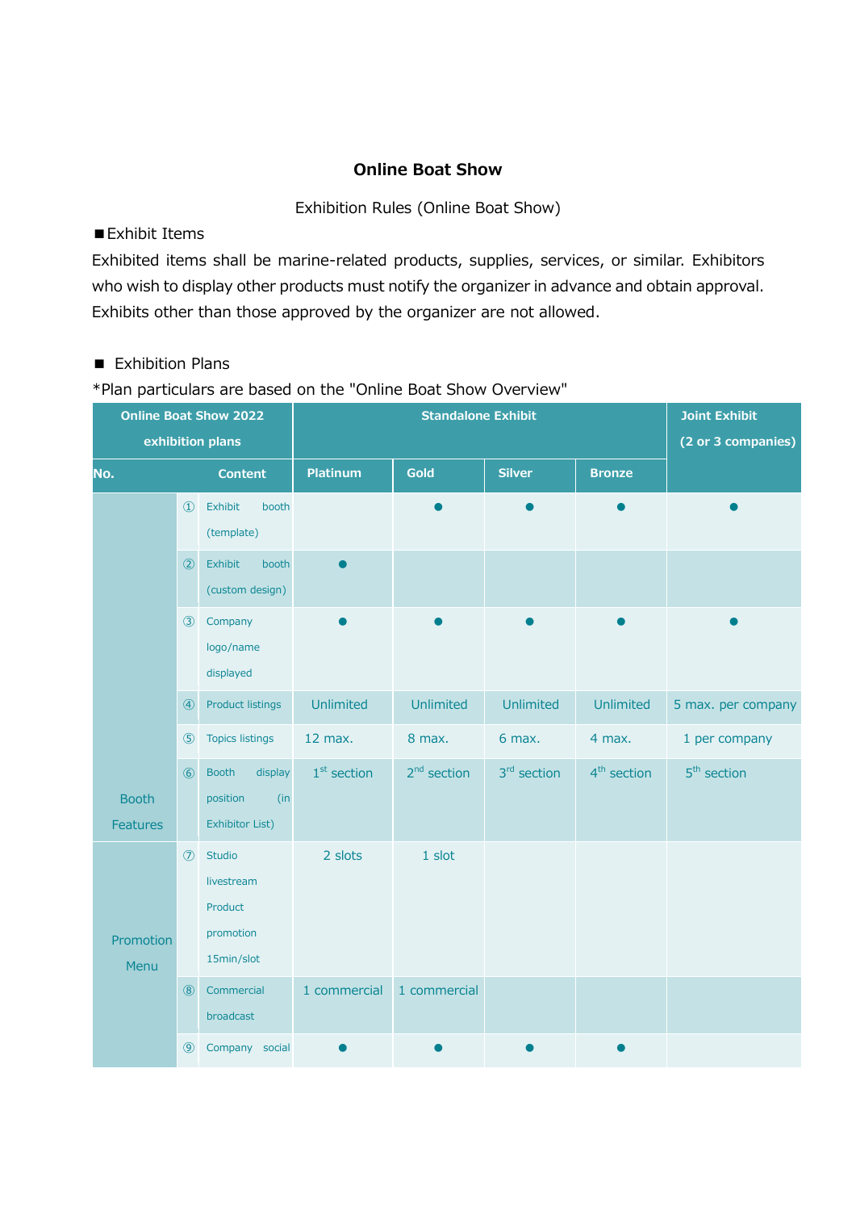**Online Boat Show**

Exhibition Rules (Online Boat Show)

■Exhibit Items

Exhibited items shall be marine-related products, supplies, services, or similar. Exhibitors who wish to display other products must notify the organizer in advance and obtain approval. Exhibits other than those approved by the organizer are not allowed.

■ Exhibition Plans

*Plan particulars are based on the "Online Boat Show Overview"

| Online Boat Show 2022 exhibition plans | | | Standalone Exhibit | | | | Joint Exhibit (2 or 3 companies) |
|---|---|---|---|---|---|---|---|
| No. | | Content | Platinum | Gold | Silver | Bronze | |
| Booth Features | ① | Exhibit booth (template) | | ● | ● | ● | ● |
| | ② | Exhibit booth (custom design) | ● | | | | |
| | ③ | Company logo/name displayed | ● | ● | ● | ● | ● |
| | ④ | Product listings | Unlimited | Unlimited | Unlimited | Unlimited | 5 max. per company |
| | ⑤ | Topics listings | 12 max. | 8 max. | 6 max. | 4 max. | 1 per company |
| | ⑥ | Booth display position (in Exhibitor List) | 1st section | 2nd section | 3rd section | 4th section | 5th section |
| Promotion Menu | ⑦ | Studio livestream Product promotion 15min/slot | 2 slots | 1 slot | | | |
| | ⑧ | Commercial broadcast | 1 commercial | 1 commercial | | | |
| | ⑨ | Company social | ● | ● | ● | ● | |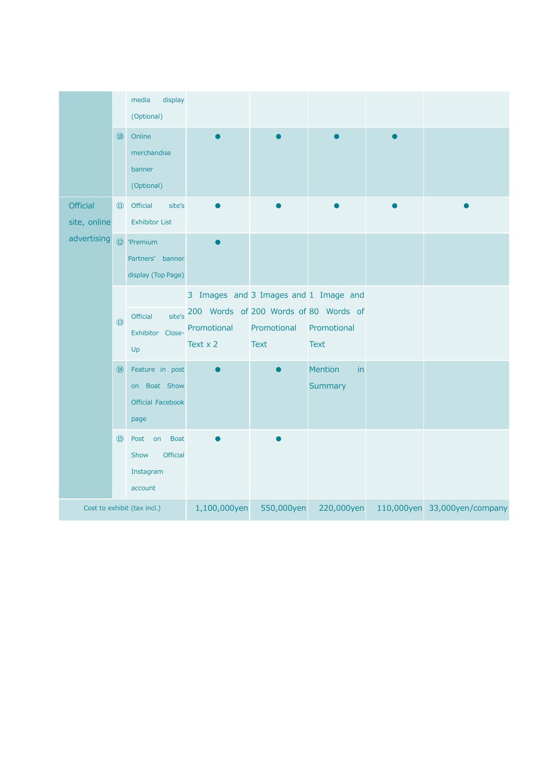| | | | | | | | |
|---|---|---|---|---|---|---|---|
| | | media display (Optional) | | | | | |
| | ⑩ | Online merchandise banner (Optional) | ● | ● | ● | ● | |
| Official site, online advertising | ⑪ | Official site's Exhibitor List | ● | ● | ● | ● | ● |
| | ⑫ | 'Premium Partners' banner display (Top Page) | ● | | | | |
| | ⑬ | Official site's Exhibitor Close-Up | 3 Images and 200 Words of Promotional Text x 2 | 3 Images and 200 Words of Promotional Text | 1 Image and 80 Words of Promotional Text | | |
| | ⑭ | Feature in post on Boat Show Official Facebook page | ● | ● | Mention in Summary | | |
| | ⑮ | Post on Boat Show Official Instagram account | ● | ● | | | |
| Cost to exhibit (tax incl.) | | | 1,100,000yen | 550,000yen | 220,000yen | 110,000yen | 33,000yen/company |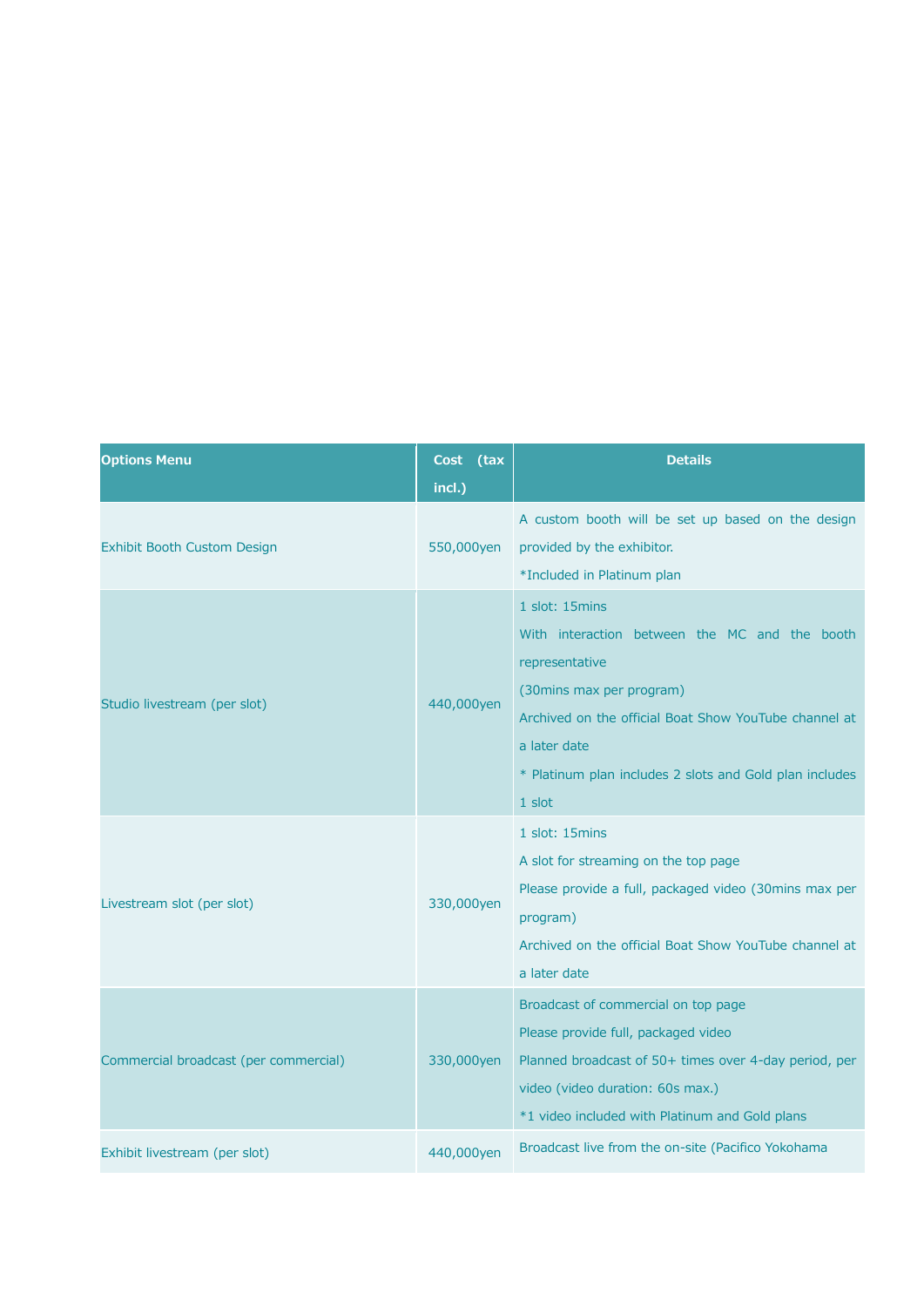| Options Menu | Cost (tax incl.) | Details |
|---|---|---|
| Exhibit Booth Custom Design | 550,000yen | A custom booth will be set up based on the design provided by the exhibitor.<br>*Included in Platinum plan |
| Studio livestream (per slot) | 440,000yen | 1 slot: 15mins<br>With interaction between the MC and the booth representative<br>(30mins max per program)<br>Archived on the official Boat Show YouTube channel at a later date<br>* Platinum plan includes 2 slots and Gold plan includes 1 slot |
| Livestream slot (per slot) | 330,000yen | 1 slot: 15mins<br>A slot for streaming on the top page<br>Please provide a full, packaged video (30mins max per program)<br>Archived on the official Boat Show YouTube channel at a later date |
| Commercial broadcast (per commercial) | 330,000yen | Broadcast of commercial on top page<br>Please provide full, packaged video<br>Planned broadcast of 50+ times over 4-day period, per video (video duration: 60s max.)<br>*1 video included with Platinum and Gold plans |
| Exhibit livestream (per slot) | 440,000yen | Broadcast live from the on-site (Pacifico Yokohama |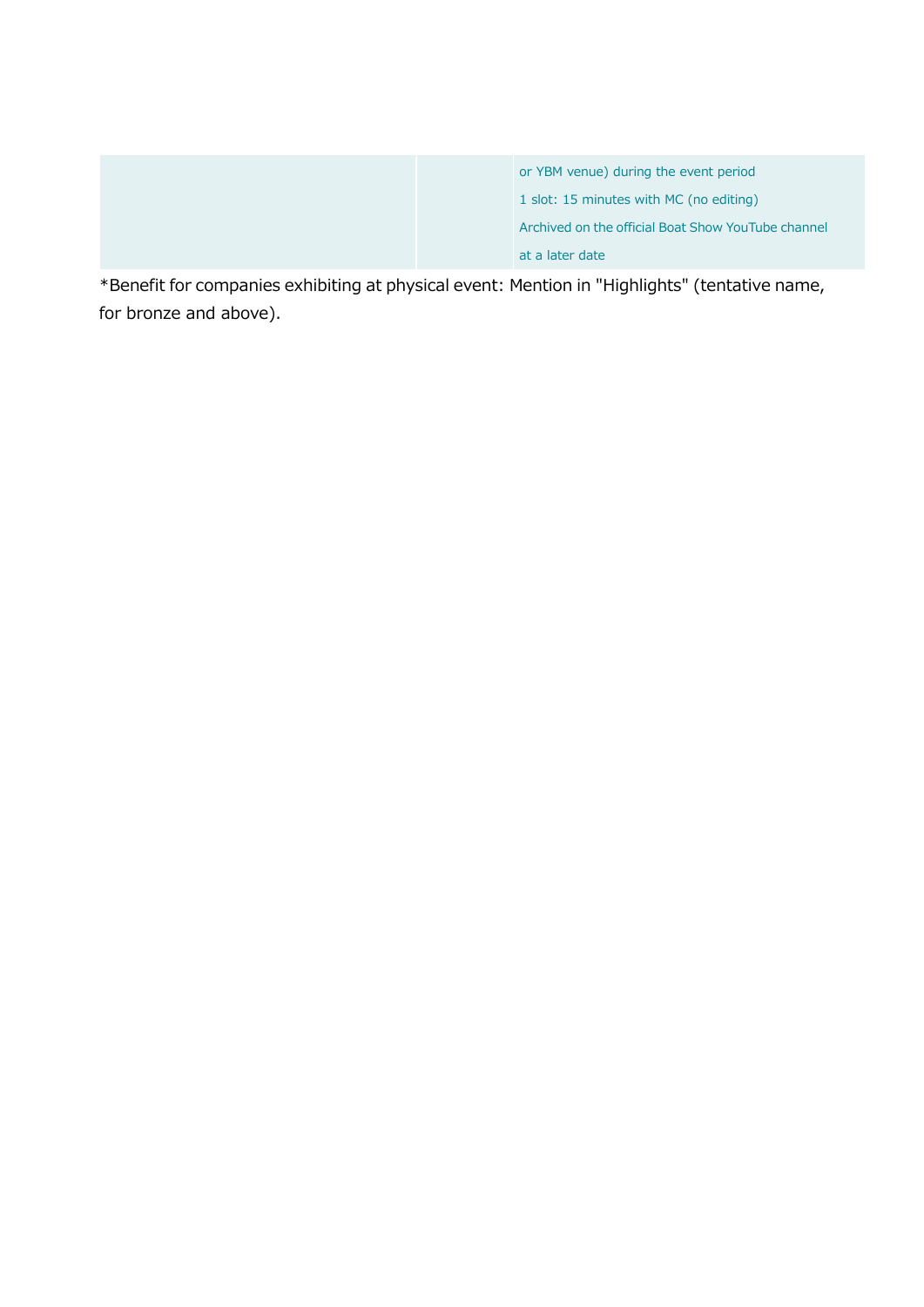| | | |
|---|---|---|
| | | or YBM venue) during the event period<br>1 slot: 15 minutes with MC (no editing)<br>Archived on the official Boat Show YouTube channel<br>at a later date |

*Benefit for companies exhibiting at physical event: Mention in "Highlights" (tentative name, for bronze and above).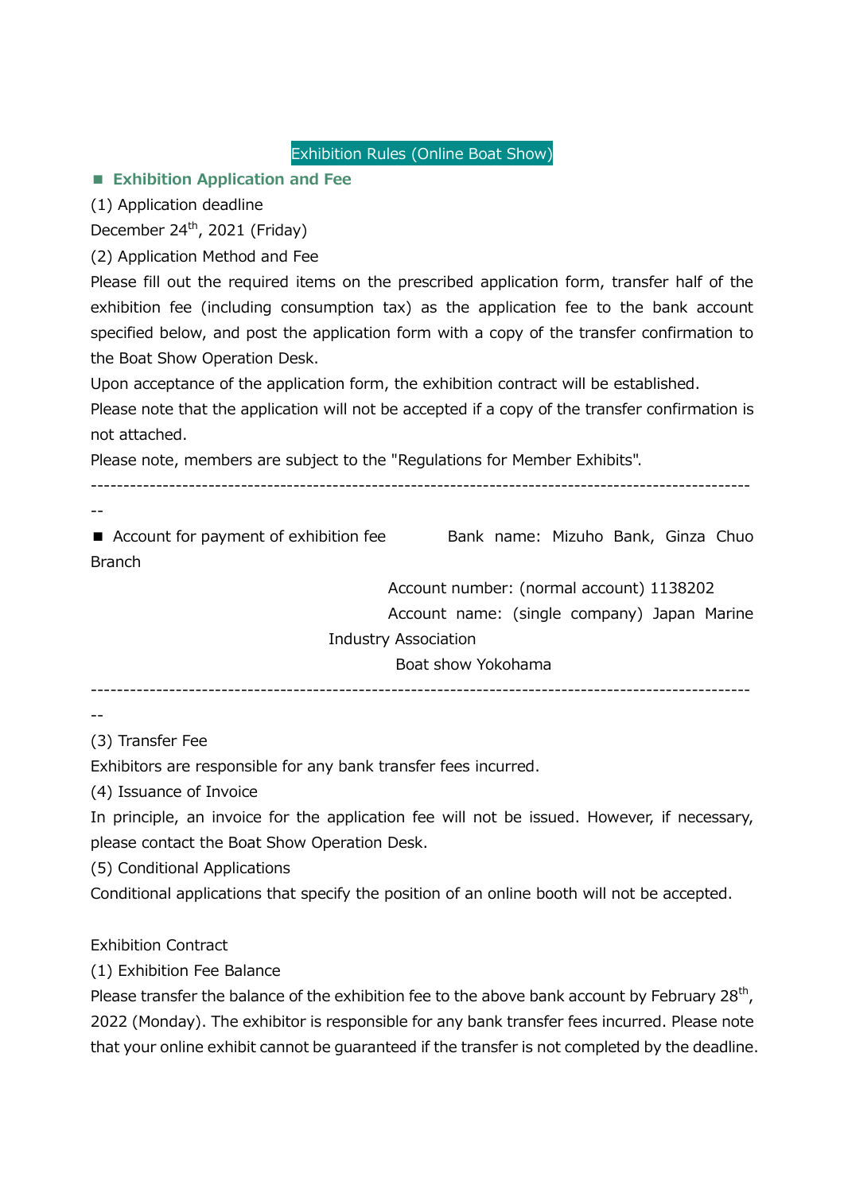# Exhibition Rules (Online Boat Show)

## ■ Exhibition Application and Fee

(1) Application deadline

December 24th, 2021 (Friday)

(2) Application Method and Fee

Please fill out the required items on the prescribed application form, transfer half of the exhibition fee (including consumption tax) as the application fee to the bank account specified below, and post the application form with a copy of the transfer confirmation to the Boat Show Operation Desk.

Upon acceptance of the application form, the exhibition contract will be established.

Please note that the application will not be accepted if a copy of the transfer confirmation is not attached.

Please note, members are subject to the "Regulations for Member Exhibits".

---

■ Account for payment of exhibition fee

Bank name: Mizuho Bank, Ginza Chuo Branch

Account number: (normal account) 1138202

Account name: (single company) Japan Marine Industry Association Boat show Yokohama

---

(3) Transfer Fee

Exhibitors are responsible for any bank transfer fees incurred.

(4) Issuance of Invoice

In principle, an invoice for the application fee will not be issued. However, if necessary, please contact the Boat Show Operation Desk.

(5) Conditional Applications

Conditional applications that specify the position of an online booth will not be accepted.

Exhibition Contract

(1) Exhibition Fee Balance

Please transfer the balance of the exhibition fee to the above bank account by February 28th, 2022 (Monday). The exhibitor is responsible for any bank transfer fees incurred. Please note that your online exhibit cannot be guaranteed if the transfer is not completed by the deadline.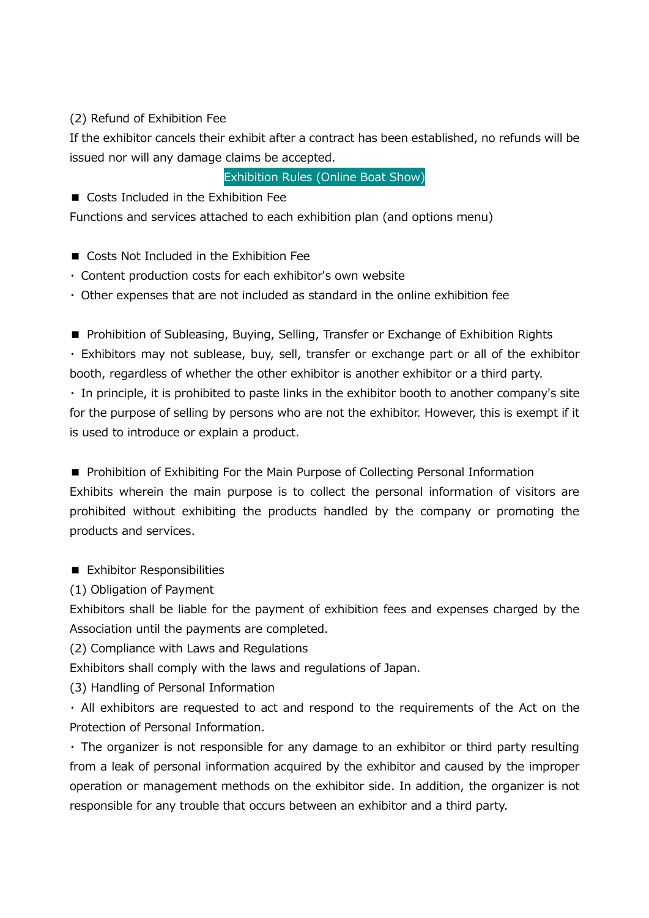(2) Refund of Exhibition Fee

If the exhibitor cancels their exhibit after a contract has been established, no refunds will be issued nor will any damage claims be accepted.

## Exhibition Rules (Online Boat Show)

■ Costs Included in the Exhibition Fee

Functions and services attached to each exhibition plan (and options menu)

■ Costs Not Included in the Exhibition Fee

・ Content production costs for each exhibitor's own website

・ Other expenses that are not included as standard in the online exhibition fee

■ Prohibition of Subleasing, Buying, Selling, Transfer or Exchange of Exhibition Rights

・ Exhibitors may not sublease, buy, sell, transfer or exchange part or all of the exhibitor booth, regardless of whether the other exhibitor is another exhibitor or a third party.

・ In principle, it is prohibited to paste links in the exhibitor booth to another company's site for the purpose of selling by persons who are not the exhibitor. However, this is exempt if it is used to introduce or explain a product.

■ Prohibition of Exhibiting For the Main Purpose of Collecting Personal Information

Exhibits wherein the main purpose is to collect the personal information of visitors are prohibited without exhibiting the products handled by the company or promoting the products and services.

■ Exhibitor Responsibilities

(1) Obligation of Payment

Exhibitors shall be liable for the payment of exhibition fees and expenses charged by the Association until the payments are completed.

(2) Compliance with Laws and Regulations

Exhibitors shall comply with the laws and regulations of Japan.

(3) Handling of Personal Information

・ All exhibitors are requested to act and respond to the requirements of the Act on the Protection of Personal Information.

・ The organizer is not responsible for any damage to an exhibitor or third party resulting from a leak of personal information acquired by the exhibitor and caused by the improper operation or management methods on the exhibitor side. In addition, the organizer is not responsible for any trouble that occurs between an exhibitor and a third party.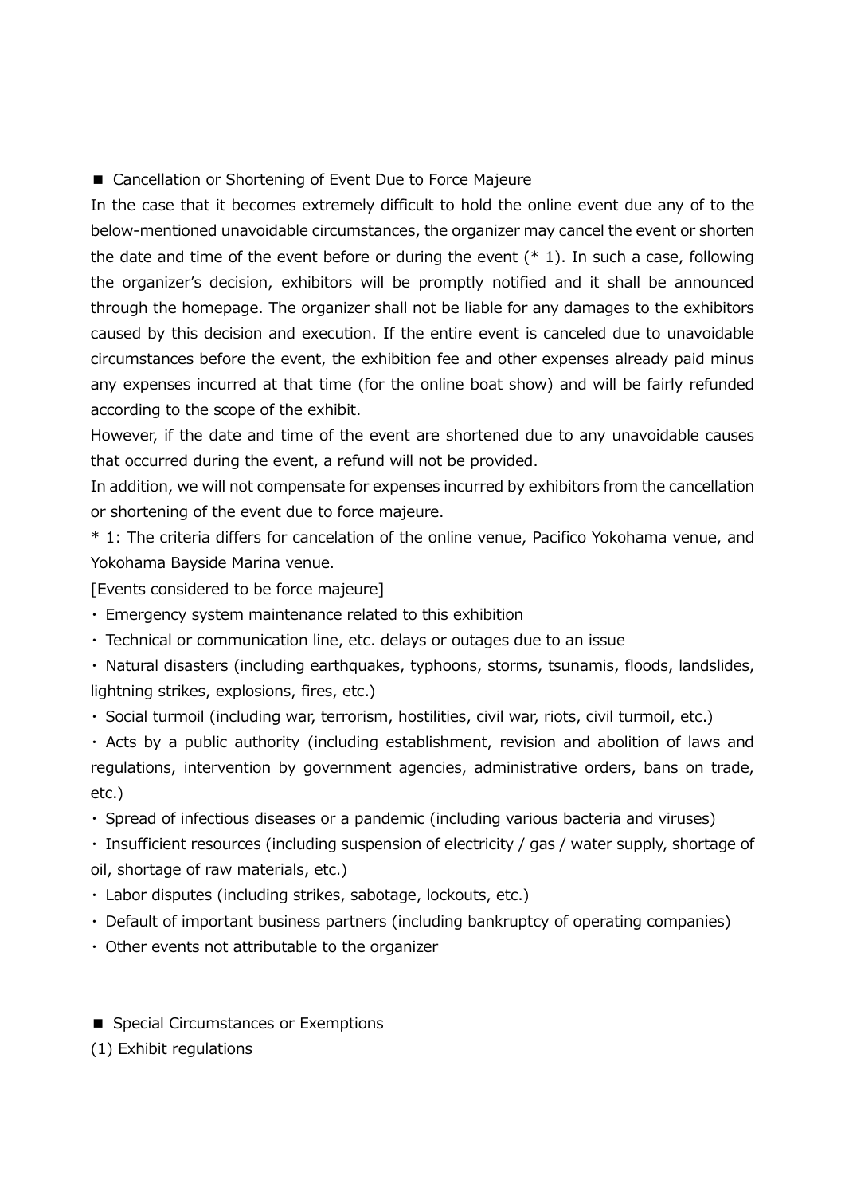■ Cancellation or Shortening of Event Due to Force Majeure

In the case that it becomes extremely difficult to hold the online event due any of to the below-mentioned unavoidable circumstances, the organizer may cancel the event or shorten the date and time of the event before or during the event (* 1). In such a case, following the organizer's decision, exhibitors will be promptly notified and it shall be announced through the homepage. The organizer shall not be liable for any damages to the exhibitors caused by this decision and execution. If the entire event is canceled due to unavoidable circumstances before the event, the exhibition fee and other expenses already paid minus any expenses incurred at that time (for the online boat show) and will be fairly refunded according to the scope of the exhibit.

However, if the date and time of the event are shortened due to any unavoidable causes that occurred during the event, a refund will not be provided.

In addition, we will not compensate for expenses incurred by exhibitors from the cancellation or shortening of the event due to force majeure.

* 1: The criteria differs for cancelation of the online venue, Pacifico Yokohama venue, and Yokohama Bayside Marina venue.

[Events considered to be force majeure]

- Emergency system maintenance related to this exhibition
- Technical or communication line, etc. delays or outages due to an issue
- Natural disasters (including earthquakes, typhoons, storms, tsunamis, floods, landslides, lightning strikes, explosions, fires, etc.)
- Social turmoil (including war, terrorism, hostilities, civil war, riots, civil turmoil, etc.)
- Acts by a public authority (including establishment, revision and abolition of laws and regulations, intervention by government agencies, administrative orders, bans on trade, etc.)
- Spread of infectious diseases or a pandemic (including various bacteria and viruses)
- Insufficient resources (including suspension of electricity / gas / water supply, shortage of oil, shortage of raw materials, etc.)
- Labor disputes (including strikes, sabotage, lockouts, etc.)
- Default of important business partners (including bankruptcy of operating companies)
- Other events not attributable to the organizer

■ Special Circumstances or Exemptions

(1) Exhibit regulations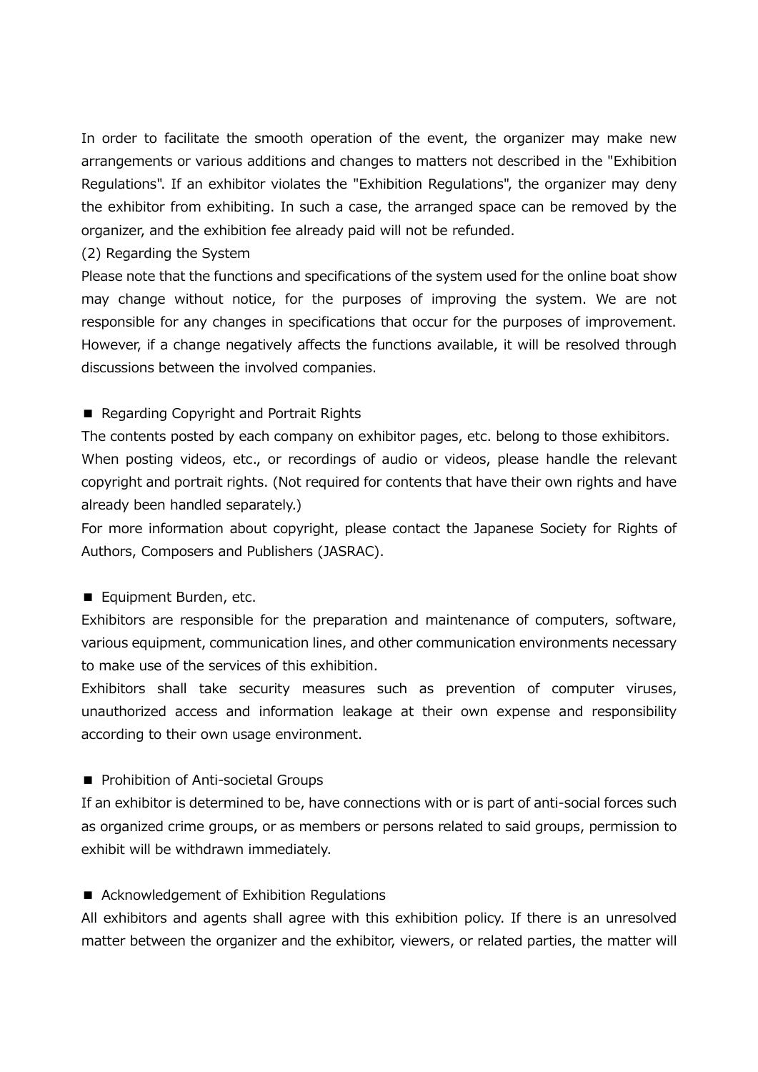In order to facilitate the smooth operation of the event, the organizer may make new arrangements or various additions and changes to matters not described in the "Exhibition Regulations". If an exhibitor violates the "Exhibition Regulations", the organizer may deny the exhibitor from exhibiting. In such a case, the arranged space can be removed by the organizer, and the exhibition fee already paid will not be refunded.

(2) Regarding the System

Please note that the functions and specifications of the system used for the online boat show may change without notice, for the purposes of improving the system. We are not responsible for any changes in specifications that occur for the purposes of improvement. However, if a change negatively affects the functions available, it will be resolved through discussions between the involved companies.

■ Regarding Copyright and Portrait Rights

The contents posted by each company on exhibitor pages, etc. belong to those exhibitors.
When posting videos, etc., or recordings of audio or videos, please handle the relevant copyright and portrait rights. (Not required for contents that have their own rights and have already been handled separately.)
For more information about copyright, please contact the Japanese Society for Rights of Authors, Composers and Publishers (JASRAC).

■ Equipment Burden, etc.

Exhibitors are responsible for the preparation and maintenance of computers, software, various equipment, communication lines, and other communication environments necessary to make use of the services of this exhibition.
Exhibitors shall take security measures such as prevention of computer viruses, unauthorized access and information leakage at their own expense and responsibility according to their own usage environment.

■ Prohibition of Anti-societal Groups

If an exhibitor is determined to be, have connections with or is part of anti-social forces such as organized crime groups, or as members or persons related to said groups, permission to exhibit will be withdrawn immediately.

■ Acknowledgement of Exhibition Regulations

All exhibitors and agents shall agree with this exhibition policy. If there is an unresolved matter between the organizer and the exhibitor, viewers, or related parties, the matter will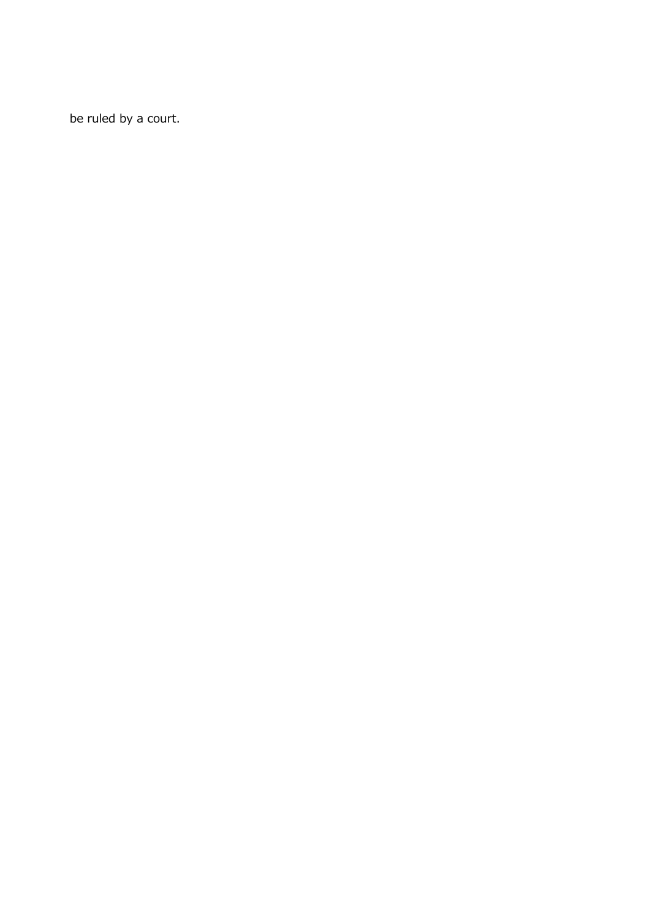be ruled by a court.